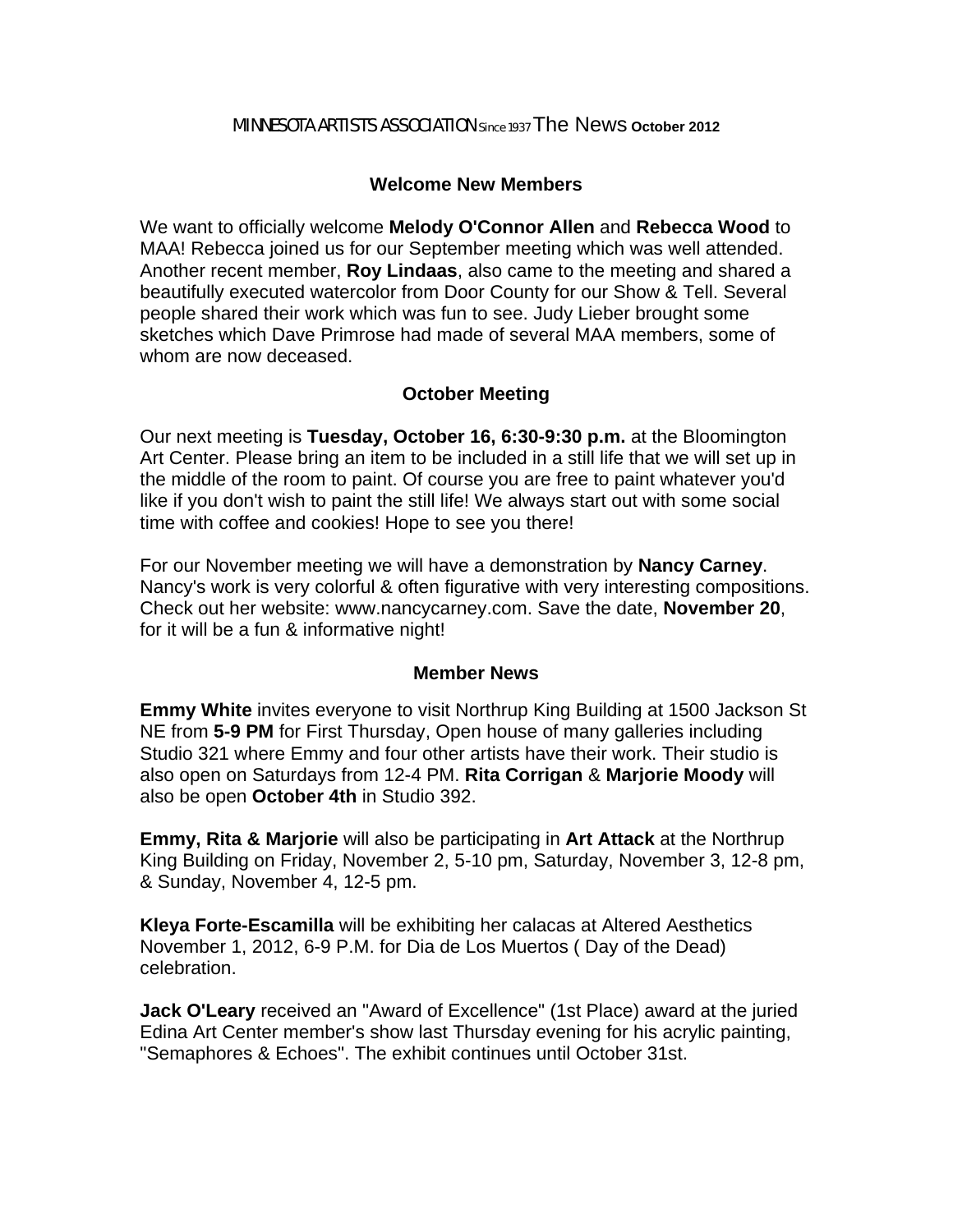MINNESOTA ARTISTS ASSOCIATION Since 1937 The News **October 2012**

## Welcome New Members

We want to officially welcome **Melody O'Connor Allen** and **Rebecca Wood** to MAA! Rebecca joined us for our September meeting which was well attended. Another recent member, **Roy Lindaas**, also came to the meeting and shared a beautifully executed watercolor from Door County for our Show & Tell. Several people shared their work which was fun to see. Judy Lieber brought some sketches which Dave Primrose had made of several MAA members, some of whom are now deceased.

## October Meeting

Our next meeting is **Tuesday, October 16, 6:30-9:30 p.m.** at the Bloomington Art Center. Please bring an item to be included in a still life that we will set up in the middle of the room to paint. Of course you are free to paint whatever you'd like if you don't wish to paint the still life! We always start out with some social time with coffee and cookies! Hope to see you there!

For our November meeting we will have a demonstration by **Nancy Carney**. Nancy's work is very colorful & often figurative with very interesting compositions. Check out her website: www.nancycarney.com. Save the date, **November 20**, for it will be a fun & informative night!

## Member News

**Emmy White** invites everyone to visit Northrup King Building at 1500 Jackson St NE from **5-9 PM** for First Thursday, Open house of many galleries including Studio 321 where Emmy and four other artists have their work. Their studio is also open on Saturdays from 12-4 PM. **Rita Corrigan** & **Marjorie Moody** will also be open **October 4th** in Studio 392.

**Emmy, Rita & Marjorie** will also be participating in **Art Attack** at the Northrup King Building on Friday, November 2, 5-10 pm, Saturday, November 3, 12-8 pm, & Sunday, November 4, 12-5 pm.

**Kleya Forte-Escamilla** will be exhibiting her calacas at Altered Aesthetics November 1, 2012, 6-9 P.M. for Dia de Los Muertos ( Day of the Dead) celebration.

**Jack O'Leary** received an "Award of Excellence" (1st Place) award at the juried Edina Art Center member's show last Thursday evening for his acrylic painting, "Semaphores & Echoes". The exhibit continues until October 31st.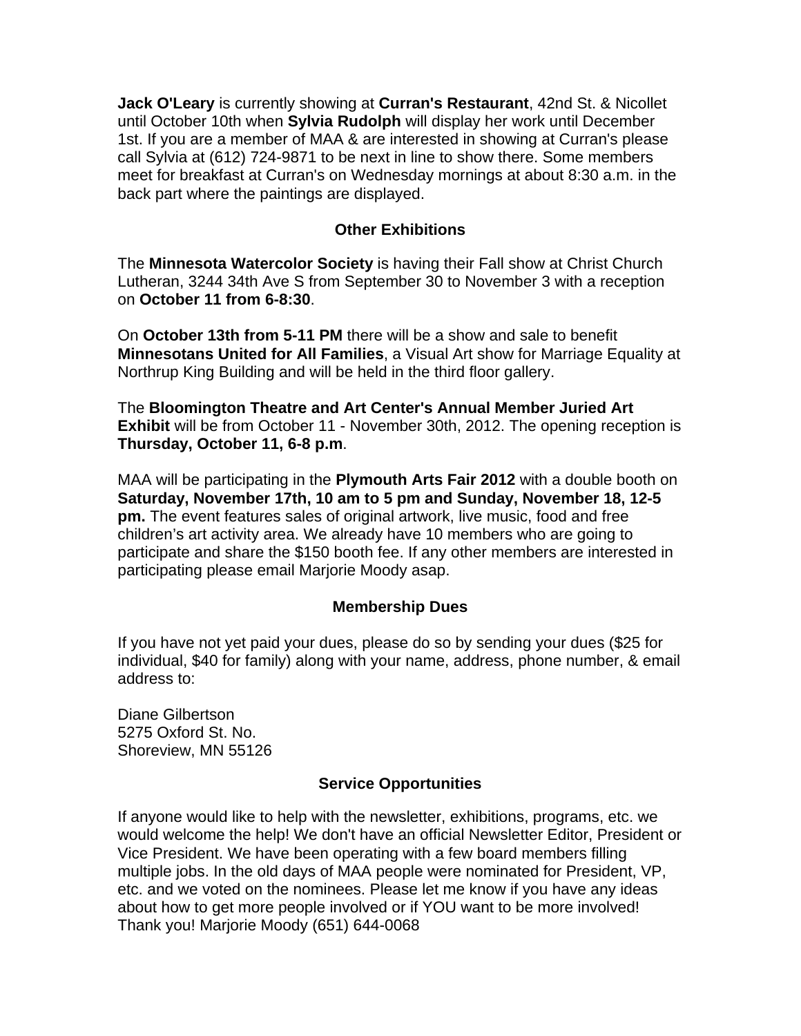**Jack O'Leary** is currently showing at **Curran's Restaurant**, 42nd St. & Nicollet until October 10th when **Sylvia Rudolph** will display her work until December 1st. If you are a member of MAA & are interested in showing at Curran's please call Sylvia at (612) 724-9871 to be next in line to show there. Some members meet for breakfast at Curran's on Wednesday mornings at about 8:30 a.m. in the back part where the paintings are displayed.

## Other Exhibitions

The **Minnesota Watercolor Society** is having their Fall show at Christ Church Lutheran, 3244 34th Ave S from September 30 to November 3 with a reception on **October 11 from 6-8:30**.

On **October 13th from 5-11 PM** there will be a show and sale to benefit **Minnesotans United for All Families**, a Visual Art show for Marriage Equality at Northrup King Building and will be held in the third floor gallery.

The **Bloomington Theatre and Art Center's Annual Member Juried Art Exhibit** will be from October 11 - November 30th, 2012. The opening reception is **Thursday, October 11, 6-8 p.m**.

MAA will be participating in the **Plymouth Arts Fair 2012** with a double booth on **Saturday, November 17th, 10 am to 5 pm and Sunday, November 18, 12-5 pm.** The event features sales of original artwork, live music, food and free children's art activity area. We already have 10 members who are going to participate and share the $150 booth fee. If any other members are interested in participating please email Marjorie Moody asap.

## Membership Dues

If you have not yet paid your dues, please do so by sending your dues ($25 for individual, $40 for family) along with your name, address, phone number, & email address to:

Diane Gilbertson  
5275 Oxford St. No.  
Shoreview, MN 55126

## Service Opportunities

If anyone would like to help with the newsletter, exhibitions, programs, etc. we would welcome the help! We don't have an official Newsletter Editor, President or Vice President. We have been operating with a few board members filling multiple jobs. In the old days of MAA people were nominated for President, VP, etc. and we voted on the nominees. Please let me know if you have any ideas about how to get more people involved or if YOU want to be more involved! Thank you! Marjorie Moody (651) 644-0068